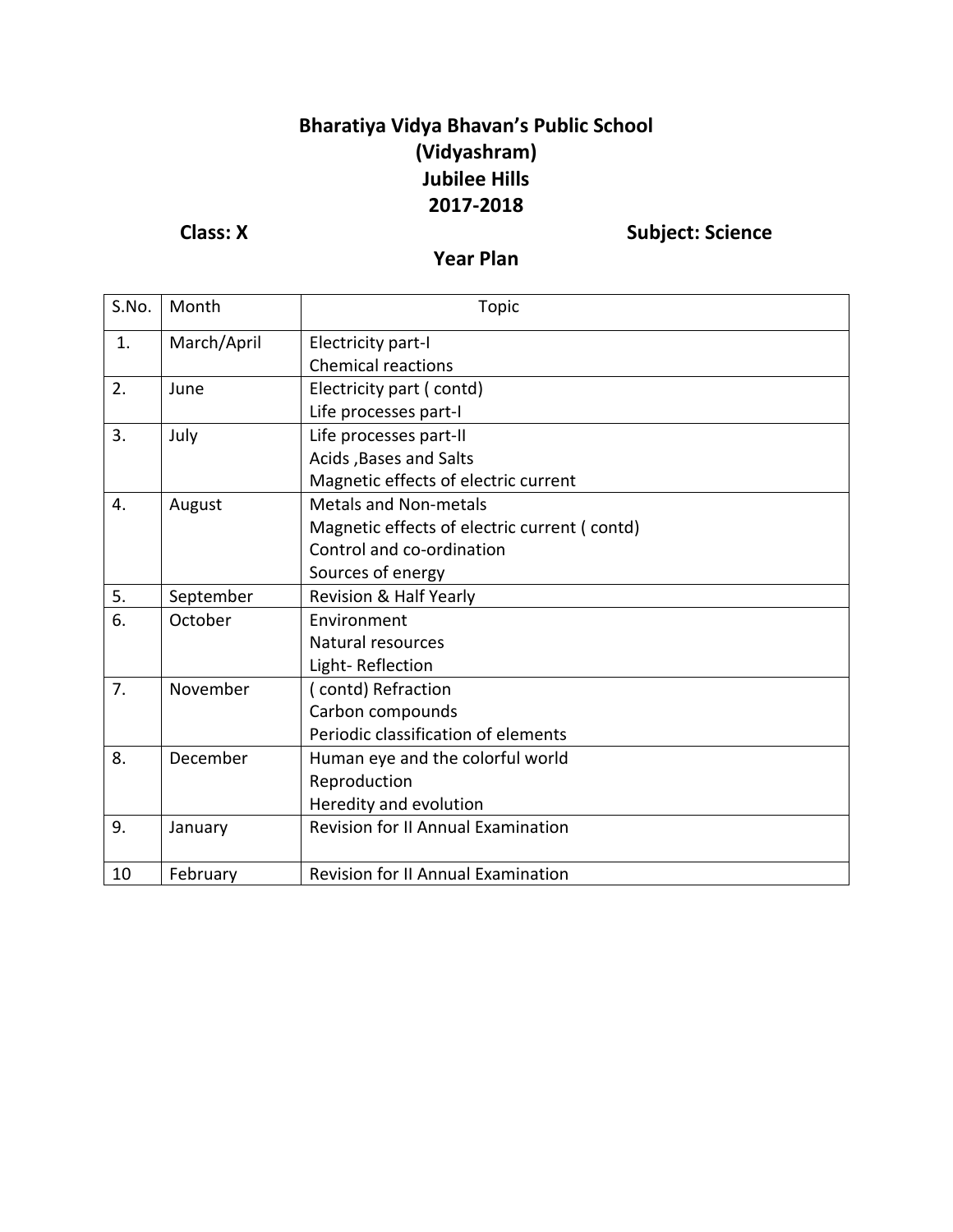# Bharatiya Vidya Bhavan's Public School
# (Vidyashram)
# Jubilee Hills
# 2017-2018

**Class: X** **Subject: Science**

## Year Plan

| S.No. | Month | Topic |
|---|---|---|
| 1. | March/April | Electricity part-I<br>Chemical reactions |
| 2. | June | Electricity part ( contd)<br>Life processes part-I |
| 3. | July | Life processes part-II<br>Acids ,Bases and Salts<br>Magnetic effects of electric current |
| 4. | August | Metals and Non-metals<br>Magnetic effects of electric current ( contd)<br>Control and co-ordination<br>Sources of energy |
| 5. | September | Revision & Half Yearly |
| 6. | October | Environment<br>Natural resources<br>Light- Reflection |
| 7. | November | ( contd) Refraction<br>Carbon compounds<br>Periodic classification of elements |
| 8. | December | Human eye and the colorful world<br>Reproduction<br>Heredity and evolution |
| 9. | January | Revision for II Annual Examination |
| 10 | February | Revision for II Annual Examination |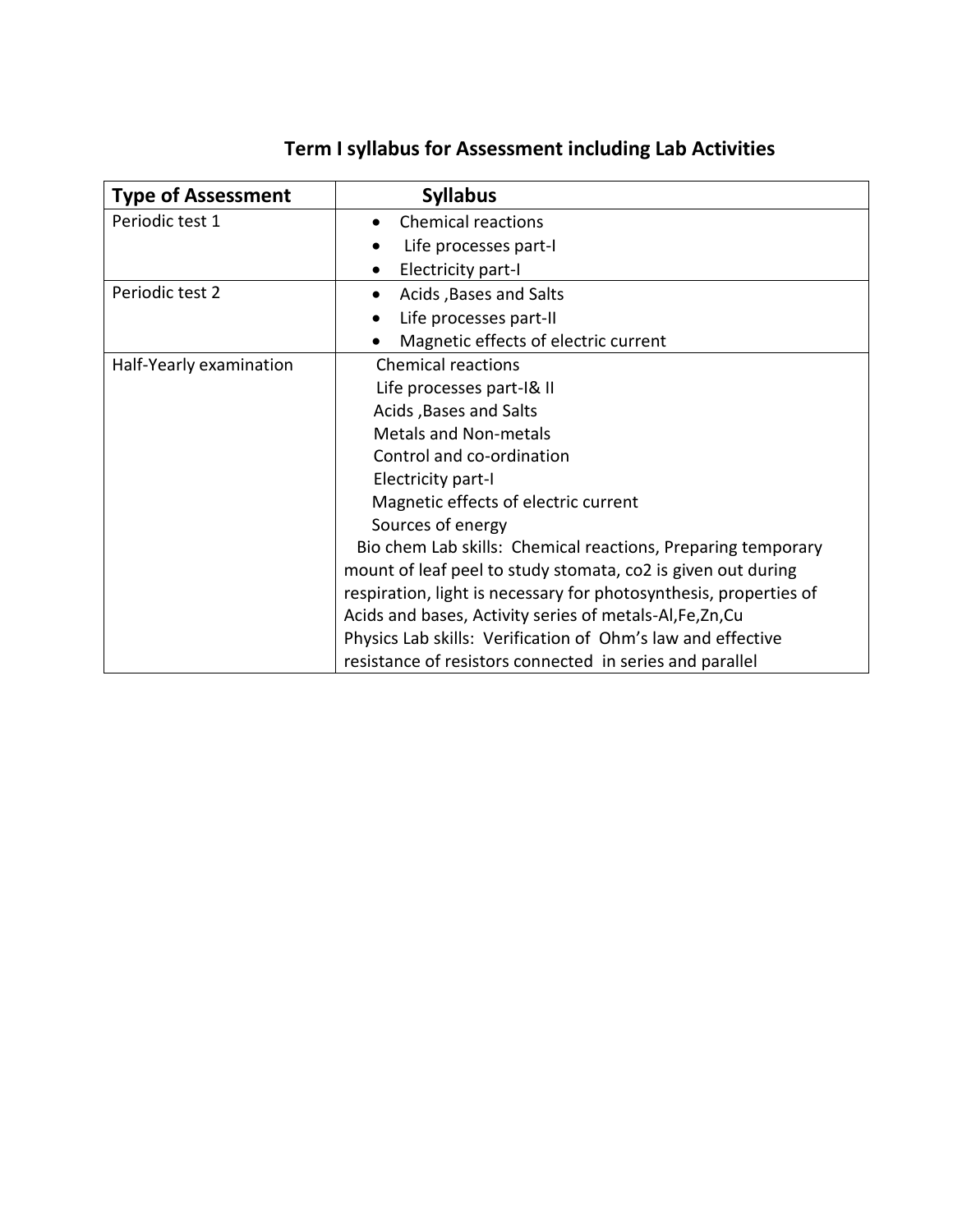## Term I syllabus for Assessment including Lab Activities

| Type of Assessment | Syllabus |
|---|---|
| Periodic test 1 | • Chemical reactions<br>• Life processes part-I<br>• Electricity part-I |
| Periodic test 2 | • Acids ,Bases and Salts<br>• Life processes part-II<br>• Magnetic effects of electric current |
| Half-Yearly examination | Chemical reactions<br>Life processes part-I& II<br>Acids ,Bases and Salts<br>Metals and Non-metals<br>Control and co-ordination<br>Electricity part-I<br>Magnetic effects of electric current<br>Sources of energy<br>Bio chem Lab skills: Chemical reactions, Preparing temporary mount of leaf peel to study stomata, co2 is given out during respiration, light is necessary for photosynthesis, properties of Acids and bases, Activity series of metals-Al,Fe,Zn,Cu<br>Physics Lab skills: Verification of Ohm's law and effective resistance of resistors connected in series and parallel |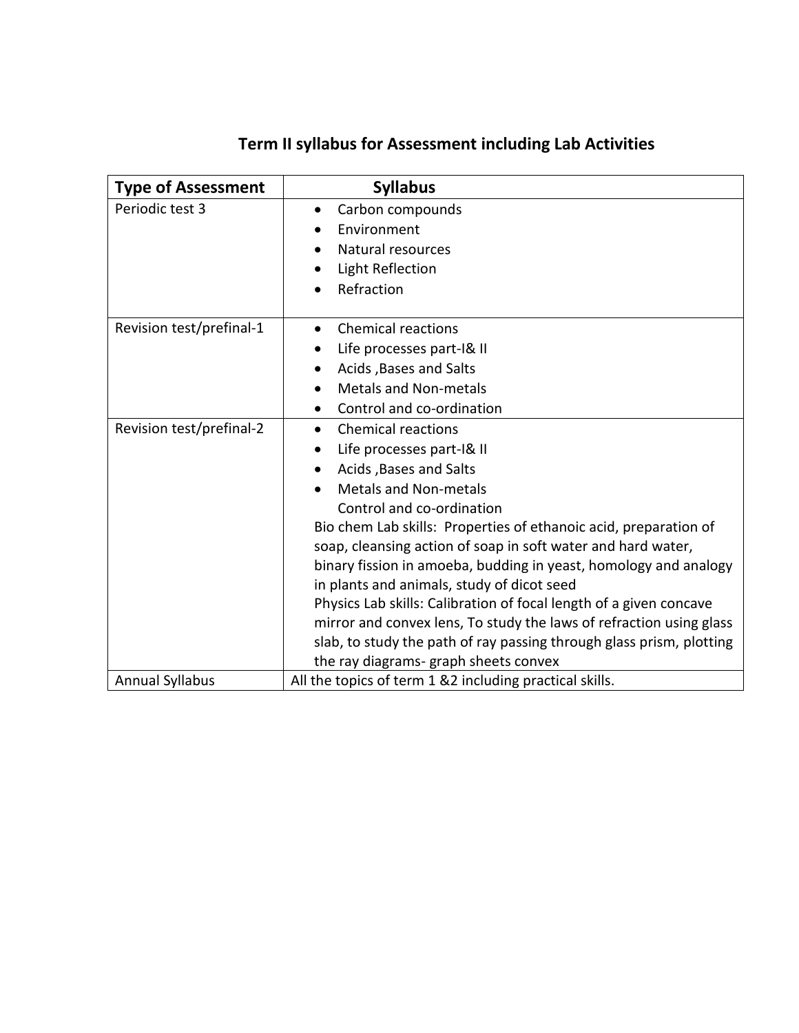## Term II syllabus for Assessment including Lab Activities

| Type of Assessment | Syllabus |
| --- | --- |
| Periodic test 3 | • Carbon compounds<br>• Environment<br>• Natural resources<br>• Light Reflection<br>• Refraction |
| Revision test/prefinal-1 | • Chemical reactions<br>• Life processes part-I& II<br>• Acids ,Bases and Salts<br>• Metals and Non-metals<br>• Control and co-ordination |
| Revision test/prefinal-2 | • Chemical reactions<br>• Life processes part-I& II<br>• Acids ,Bases and Salts<br>• Metals and Non-metals<br>Control and co-ordination<br>Bio chem Lab skills: Properties of ethanoic acid, preparation of soap, cleansing action of soap in soft water and hard water, binary fission in amoeba, budding in yeast, homology and analogy in plants and animals, study of dicot seed<br>Physics Lab skills: Calibration of focal length of a given concave mirror and convex lens, To study the laws of refraction using glass slab, to study the path of ray passing through glass prism, plotting the ray diagrams- graph sheets convex |
| Annual Syllabus | All the topics of term 1 &2 including practical skills. |